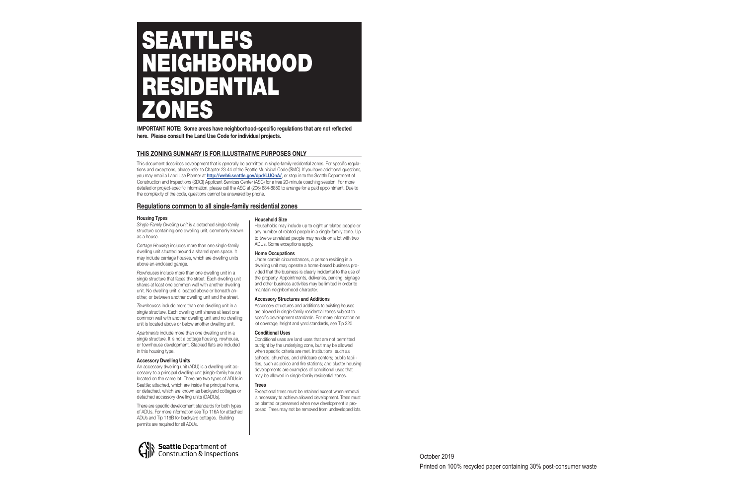# SEATTLE'S NEIGHBORHOOD RESIDENTIAL ZONES

**IMPORTANT NOTE: Some areas have neighborhood-specific regulations that are not reflected here. Please consult the Land Use Code for individual projects.**

## THIS ZONING SUMMARY IS FOR ILLUSTRATIVE PURPOSES ONLY

This document describes development that is generally be permitted in single-family residential zones. For specific regulations and exceptions, please refer to Chapter 23.44 of the Seattle Municipal Code (SMC). If you have additional questions, you may email a Land Use Planner at **http://web6.seattle.gov/dpd/LUQnA/**, or stop in to the Seattle Department of Construction and Inspections (SDCI) Applicant Services Center (ASC) for a free 20-minute coaching session. For more detailed or project-specific information, please call the ASC at (206) 684-8850 to arrange for a paid appointment. Due to the complexity of the code, questions cannot be answered by phone.

## Regulations common to all single-family residential zones

### Housing Types

*Single-Family Dwelling Unit* is a detached single-family structure containing one dwelling unit, commonly known as a house.

*Cottage Housing* includes more than one single-family dwelling unit situated around a shared open space. It may include carriage houses, which are dwelling units above an enclosed garage.

*Rowhouses* include more than one dwelling unit in a single structure that faces the street. Each dwelling unit shares at least one common wall with another dwelling unit. No dwelling unit is located above or beneath another, or between another dwelling unit and the street.

*Townhouses* include more than one dwelling unit in a single structure. Each dwelling unit shares at least one common wall with another dwelling unit and no dwelling unit is located above or below another dwelling unit.

*Apartments* include more than one dwelling unit in a single structure. It is not a cottage housing, rowhouse, or townhouse development. Stacked flats are included in this housing type.

### Accessory Dwelling Units

An accessory dwelling unit (ADU) is a dwelling unit accessory to a principal dwelling unit (single-family house) located on the same lot. There are two types of ADUs in Seattle; attached, which are inside the principal home, or detached, which are known as backyard cottages or detached accessory dwelling units (DADUs).

There are specific development standards for both types of ADUs. For more information see Tip 116A for attached ADUs and Tip 116B for backyard cottages. Building permits are required for all ADUs.

### Household Size

Households may include up to eight unrelated people or any number of related people in a single-family zone. Up to twelve unrelated people may reside on a lot with two ADUs. Some exceptions apply.

### Home Occupations

Under certain circumstances, a person residing in a dwelling unit may operate a home-based business provided that the business is clearly incidental to the use of the property. Appointments, deliveries, parking, signage and other business activities may be limited in order to maintain neighborhood character.

### Accessory Structures and Additions

Accessory structures and additions to existing houses are allowed in single-family residential zones subject to specific development standards. For more information on lot coverage, height and yard standards, see Tip 220.

### Conditional Uses

Conditional uses are land uses that are not permitted outright by the underlying zone, but may be allowed when specific criteria are met. Institutions, such as schools, churches, and childcare centers; public facilities, such as police and fire stations; and cluster housing developments are examples of conditional uses that may be allowed in single-family residential zones.

### Trees

Exceptional trees must be retained except when removal is necessary to achieve allowed development. Trees must be planted or preserved when new development is proposed. Trees may not be removed from undeveloped lots.

**Seattle** Department of Construction & Inspections

October 2019

Printed on 100% recycled paper containing 30% post-consumer waste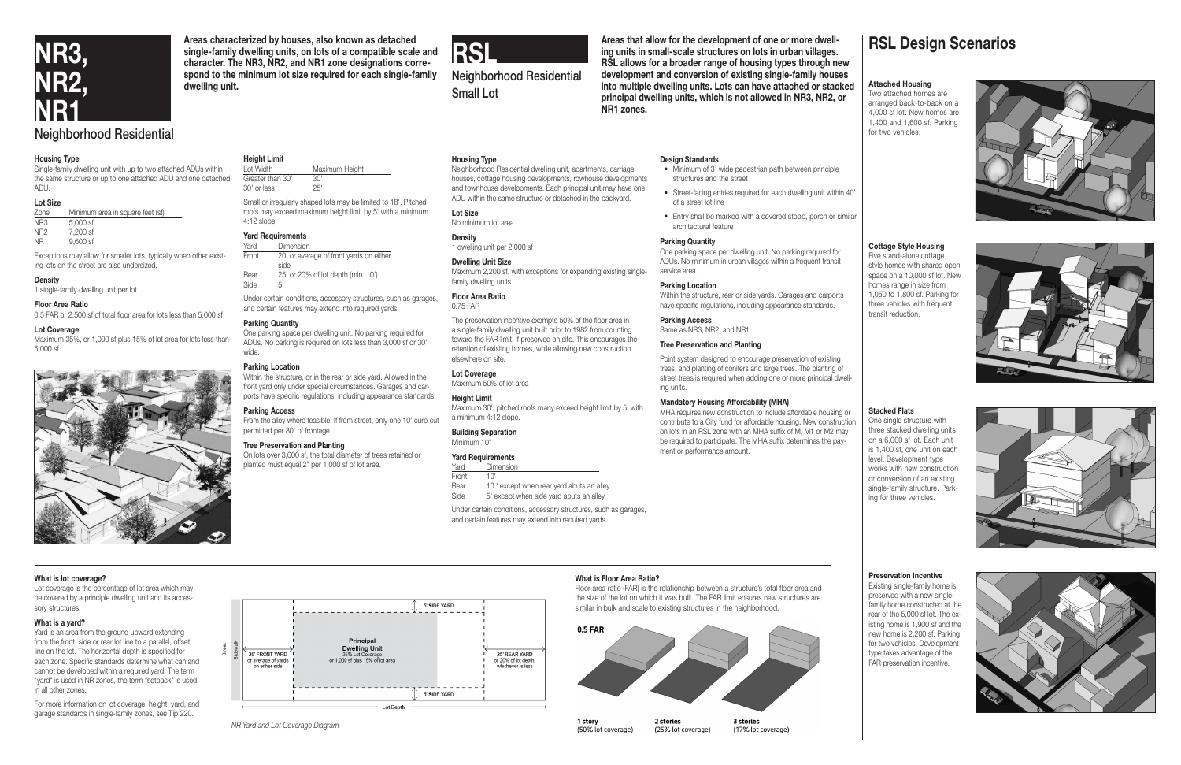# NR3, NR2, NR1

## Neighborhood Residential

**Areas characterized by houses, also known as detached single-family dwelling units, on lots of a compatible scale and character. The NR3, NR2, and NR1 zone designations correspond to the minimum lot size required for each single-family dwelling unit.**

### Housing Type

Single-family dwelling unit with up to two attached ADUs within the same structure or up to one attached ADU and one detached ADU.

### Lot Size

| Zone | Minimum area in square feet (sf) |
| --- | --- |
| NR3 | 5,000 sf |
| NR2 | 7,200 sf |
| NR1 | 9,600 sf |

Exceptions may allow for smaller lots, typically when other existing lots on the street are also undersized.

### Density

1 single-family dwelling unit per lot

### Floor Area Ratio

0.5 FAR or 2,500 sf of total floor area for lots less than 5,000 sf

### Lot Coverage

Maximum 35%, or 1,000 sf plus 15% of lot area for lots less than 5,000 sf

### Height Limit

| Lot Width | Maximum Height |
| --- | --- |
| Greater than 30' | 30' |
| 30' or less | 25' |

Small or irregularly shaped lots may be limited to 18'. Pitched roofs may exceed maximum height limit by 5' with a minimum 4:12 slope.

### Yard Requirements

| Yard | Dimension |
| --- | --- |
| Front | 20' or average of front yards on either side |
| Rear | 25' or 20% of lot depth (min. 10') |
| Side | 5' |

Under certain conditions, accessory structures, such as garages, and certain features may extend into required yards.

### Parking Quantity

One parking space per dwelling unit. No parking required for ADUs. No parking is required on lots less than 3,000 sf or 30' wide.

### Parking Location

Within the structure, or in the rear or side yard. Allowed in the front yard only under special circumstances. Garages and carports have specific regulations, including appearance standards.

### Parking Access

From the alley where feasible. If from street, only one 10' curb cut permitted per 80' of frontage.

### Tree Preservation and Planting

On lots over 3,000 sf, the total diameter of trees retained or planted must equal 2" per 1,000 sf of lot area.

### What is lot coverage?

Lot coverage is the percentage of lot area which may be covered by a principle dwelling unit and its accessory structures.

### What is a yard?

Yard is an area from the ground upward extending from the front, side or rear lot line to a parallel, offset line on the lot. The horizontal depth is specified for each zone. Specific standards determine what can and cannot be developed within a required yard. The term "yard" is used in NR zones, the term "setback" is used in all other zones.

For more information on lot coverage, height, yard, and garage standards in single-family zones, see Tip 220.

Street
Sidewalk
20' FRONT YARD or average of yards on either side
5' SIDE YARD
Principal Dwelling Unit
35% Lot Coverage or 1,000 sf plus 15% of lot area
25' REAR YARD or 20% of lot depth, whichever is less
5' SIDE YARD
Lot Depth

*NR Yard and Lot Coverage Diagram*

# RSL

## Neighborhood Residential Small Lot

**Areas that allow for the development of one or more dwelling units in small-scale structures on lots in urban villages. RSL allows for a broader range of housing types through new development and conversion of existing single-family houses into multiple dwelling units. Lots can have attached or stacked principal dwelling units, which is not allowed in NR3, NR2, or NR1 zones.**

### Housing Type

Neighborhood Residential dwelling unit, apartments, carriage houses, cottage housing developments, rowhouse developments and townhouse developments. Each principal unit may have one ADU within the same structure or detached in the backyard.

### Lot Size

No minimum lot area

### Density

1 dwelling unit per 2,000 sf

### Dwelling Unit Size

Maximum 2,200 sf, with exceptions for expanding existing single-family dwelling units

### Floor Area Ratio

0.75 FAR

The preservation incentive exempts 50% of the floor area in a single-family dwelling unit built prior to 1982 from counting toward the FAR limit, if preserved on site. This encourages the retention of existing homes, while allowing new construction elsewhere on site.

### Lot Coverage

Maximum 50% of lot area

### Height Limit

Maximum 30'; pitched roofs many exceed height limit by 5' with a minimum 4:12 slope.

### Building Separation

Minimum 10'

### Yard Requirements

| Yard | Dimension |
| --- | --- |
| Front | 10' |
| Rear | 10 ' except when rear yard abuts an alley |
| Side | 5' except when side yard abuts an alley |

Under certain conditions, accessory structures, such as garages, and certain features may extend into required yards.

### Design Standards

- Minimum of 3' wide pedestrian path between principle structures and the street
- Street-facing entries required for each dwelling unit within 40' of a street lot line
- Entry shall be marked with a covered stoop, porch or similar architectural feature

### Parking Quantity

One parking space per dwelling unit. No parking required for ADUs. No minimum in urban villages within a frequent transit service area.

### Parking Location

Within the structure, rear or side yards. Garages and carports have specific regulations, including appearance standards.

### Parking Access

Same as NR3, NR2, and NR1

### Tree Preservation and Planting

Point system designed to encourage preservation of existing trees, and planting of conifers and large trees. The planting of street trees is required when adding one or more principal dwelling units.

### Mandatory Housing Affordability (MHA)

MHA requires new construction to include affordable housing or contribute to a City fund for affordable housing. New construction on lots in an RSL zone with an MHA suffix of M, M1 or M2 may be required to participate. The MHA suffix determines the payment or performance amount.

### What is Floor Area Ratio?

Floor area ratio (FAR) is the relationship between a structure's total floor area and the size of the lot on which it was built. The FAR limit ensures new structures are similar in bulk and scale to existing structures in the neighborhood.

**0.5 FAR**

1 story (50% lot coverage)
2 stories (25% lot coverage)
3 stories (17% lot coverage)

# RSL Design Scenarios

### Attached Housing

Two attached homes are arranged back-to-back on a 4,000 sf lot. New homes are 1,400 and 1,600 sf. Parking for two vehicles.

### Cottage Style Housing

Five stand-alone cottage style homes with shared open space on a 10,000 sf lot. New homes range in size from 1,050 to 1,800 sf. Parking for three vehicles with frequent transit reduction.

### Stacked Flats

One single structure with three stacked dwelling units on a 6,000 sf lot. Each unit is 1,400 sf, one unit on each level. Development type works with new construction or conversion of an existing single-family structure. Parking for three vehicles.

### Preservation Incentive

Existing single-family home is preserved with a new single-family home constructed at the rear of the 5,000 sf lot. The existing home is 1,900 sf and the new home is 2,200 sf. Parking for two vehicles. Development type takes advantage of the FAR preservation incentive.